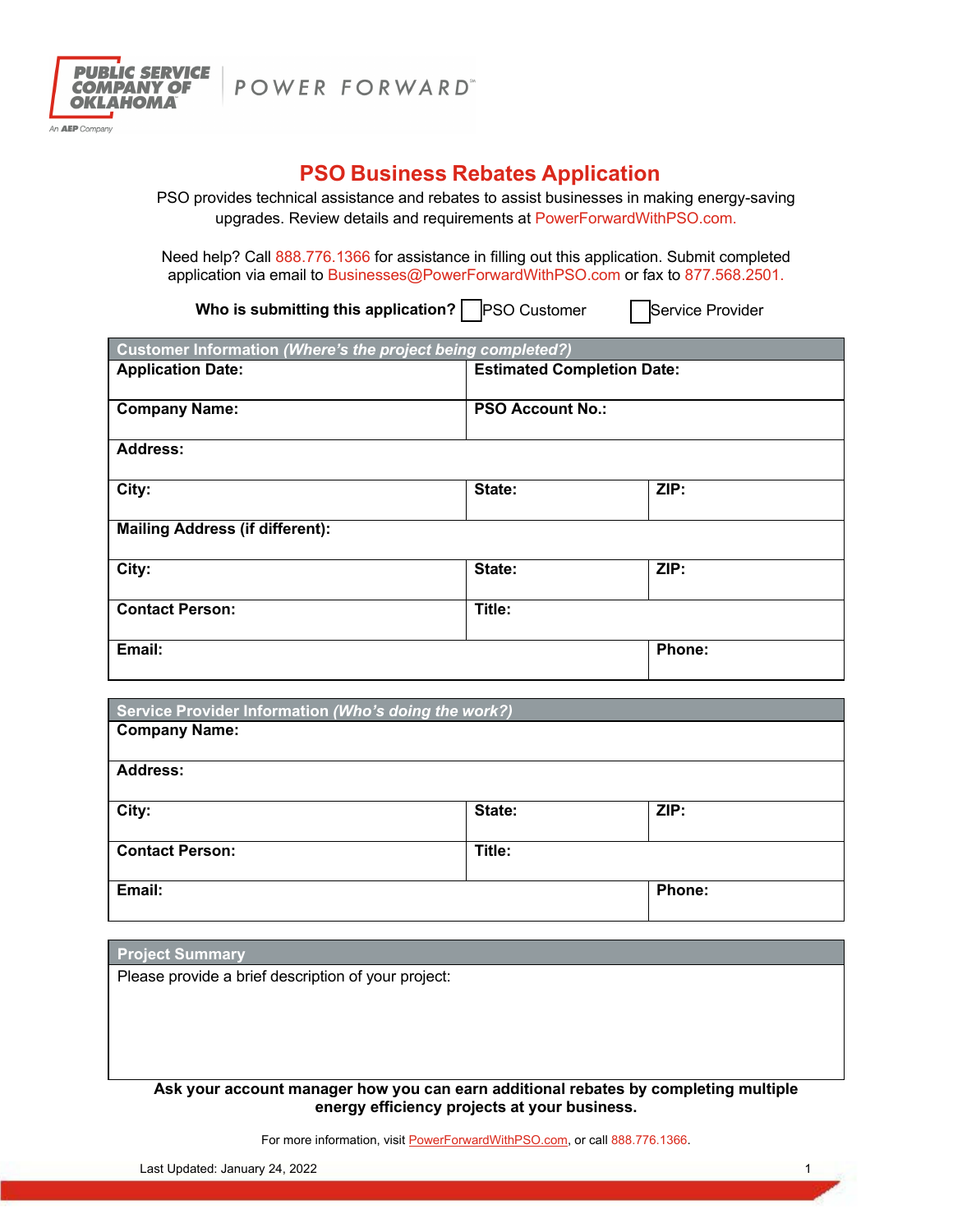PUBLIC SERVICE COMPANY OF OKLAHOMA | POWER FORWARD

An AEP Company

# PSO Business Rebates Application

PSO provides technical assistance and rebates to assist businesses in making energy-saving upgrades. Review details and requirements at PowerForwardWithPSO.com.

Need help? Call 888.776.1366 for assistance in filling out this application. Submit completed application via email to Businesses@PowerForwardWithPSO.com or fax to 877.568.2501.

**Who is submitting this application?** ☐ PSO Customer ☐ Service Provider

| **Customer Information** ***(Where's the project being completed?)*** | | |
|---|---|---|
| **Application Date:** | **Estimated Completion Date:** | |
| **Company Name:** | **PSO Account No.:** | |
| **Address:** | | |
| **City:** | **State:** | **ZIP:** |
| **Mailing Address (if different):** | | |
| **City:** | **State:** | **ZIP:** |
| **Contact Person:** | **Title:** | |
| **Email:** | | **Phone:** |

| **Service Provider Information** ***(Who's doing the work?)*** | | |
|---|---|---|
| **Company Name:** | | |
| **Address:** | | |
| **City:** | **State:** | **ZIP:** |
| **Contact Person:** | **Title:** | |
| **Email:** | | **Phone:** |

| **Project Summary** |
|---|
| Please provide a brief description of your project: |

**Ask your account manager how you can earn additional rebates by completing multiple energy efficiency projects at your business.**

For more information, visit PowerForwardWithPSO.com, or call 888.776.1366.

Last Updated: January 24, 2022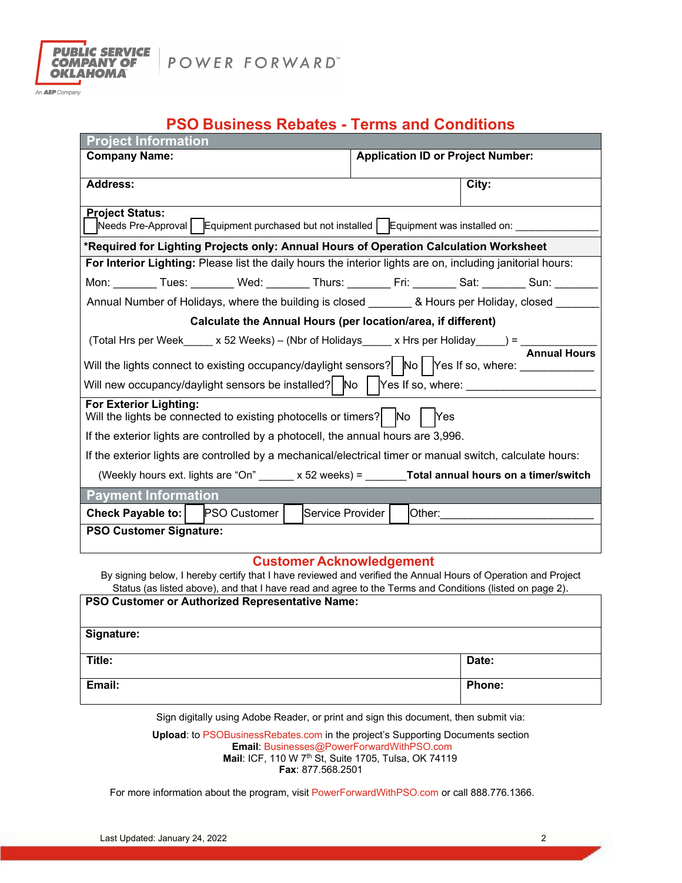PUBLIC SERVICE COMPANY OF OKLAHOMA
An AEP Company

POWER FORWARD℠

# PSO Business Rebates - Terms and Conditions

## Project Information

| **Company Name:** | **Application ID or Project Number:** |
|---|---|
| **Address:** | **City:** |

**Project Status:**
☐ Needs Pre-Approval ☐ Equipment purchased but not installed ☐ Equipment was installed on: _____________

**\*Required for Lighting Projects only: Annual Hours of Operation Calculation Worksheet**

**For Interior Lighting:** Please list the daily hours the interior lights are on, including janitorial hours:

Mon: _______ Tues: _______ Wed: _______ Thurs: _______ Fri: _______ Sat: _______ Sun: _______

Annual Number of Holidays, where the building is closed _______ & Hours per Holiday, closed _______

**Calculate the Annual Hours (per location/area, if different)**

(Total Hrs per Week_____ x 52 Weeks) – (Nbr of Holidays_____ x Hrs per Holiday_____) = ____________ **Annual Hours**

Will the lights connect to existing occupancy/daylight sensors? ☐ No ☐ Yes If so, where: ____________

Will new occupancy/daylight sensors be installed? ☐ No ☐ Yes If so, where: ____________________

**For Exterior Lighting:**
Will the lights be connected to existing photocells or timers? ☐ No ☐ Yes

If the exterior lights are controlled by a photocell, the annual hours are 3,996.

If the exterior lights are controlled by a mechanical/electrical timer or manual switch, calculate hours:

(Weekly hours ext. lights are "On" ______ x 52 weeks) = _______ **Total annual hours on a timer/switch**

## Payment Information

**Check Payable to:** ☐ PSO Customer ☐ Service Provider ☐ Other:________________________

**PSO Customer Signature:**

## Customer Acknowledgement

By signing below, I hereby certify that I have reviewed and verified the Annual Hours of Operation and Project Status (as listed above), and that I have read and agree to the Terms and Conditions (listed on page 2).

| **PSO Customer or Authorized Representative Name:** | |
|---|---|
| **Signature:** | |
| **Title:** | **Date:** |
| **Email:** | **Phone:** |

Sign digitally using Adobe Reader, or print and sign this document, then submit via:

**Upload**: to PSOBusinessRebates.com in the project's Supporting Documents section
**Email**: Businesses@PowerForwardWithPSO.com
**Mail**: ICF, 110 W 7th St, Suite 1705, Tulsa, OK 74119
**Fax**: 877.568.2501

For more information about the program, visit PowerForwardWithPSO.com or call 888.776.1366.

Last Updated: January 24, 2022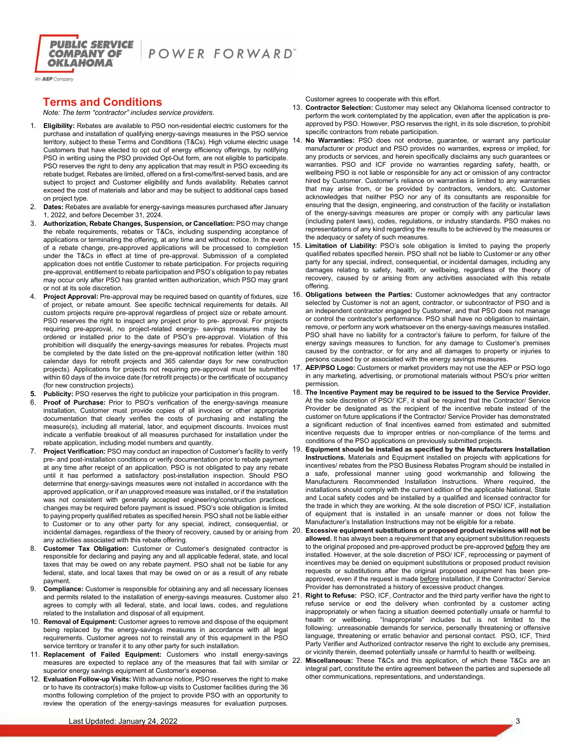## Terms and Conditions

*Note: The term "contractor" includes service providers.*

1. **Eligibility:** Rebates are available to PSO non-residential electric customers for the purchase and installation of qualifying energy-savings measures in the PSO service territory, subject to these Terms and Conditions (T&Cs). High volume electric usage Customers that have elected to opt out of energy efficiency offerings, by notifying PSO in writing using the PSO provided Opt-Out form, are not eligible to participate. PSO reserves the right to deny any application that may result in PSO exceeding its rebate budget. Rebates are limited, offered on a first-come/first-served basis, and are subject to project and Customer eligibility and funds availability. Rebates cannot exceed the cost of materials and labor and may be subject to additional caps based on project type.
2. **Dates:** Rebates are available for energy-savings measures purchased after January 1, 2022, and before December 31, 2024.
3. **Authorization, Rebate Changes, Suspension, or Cancellation:** PSO may change the rebate requirements, rebates or T&Cs, including suspending acceptance of applications or terminating the offering, at any time and without notice. In the event of a rebate change, pre-approved applications will be processed to completion under the T&Cs in effect at time of pre-approval. Submission of a completed application does not entitle Customer to rebate participation. For projects requiring pre-approval, entitlement to rebate participation and PSO's obligation to pay rebates may occur only after PSO has granted written authorization, which PSO may grant or not at its sole discretion.
4. **Project Approval:** Pre-approval may be required based on quantity of fixtures, size of project, or rebate amount. See specific technical requirements for details. All custom projects require pre-approval regardless of project size or rebate amount. PSO reserves the right to inspect any project prior to pre- approval. For projects requiring pre-approval, no project-related energy- savings measures may be ordered or installed prior to the date of PSO's pre-approval. Violation of this prohibition will disqualify the energy-savings measures for rebates. Projects must be completed by the date listed on the pre-approval notification letter (within 180 calendar days for retrofit projects and 365 calendar days for new construction projects). Applications for projects not requiring pre-approval must be submitted within 60 days of the invoice date (for retrofit projects) or the certificate of occupancy (for new construction projects).
5. **Publicity:** PSO reserves the right to publicize your participation in this program.
6. **Proof of Purchase:** Prior to PSO's verification of the energy-savings measure installation, Customer must provide copies of all invoices or other appropriate documentation that clearly verifies the costs of purchasing and installing the measure(s), including all material, labor, and equipment discounts. Invoices must indicate a verifiable breakout of all measures purchased for installation under the rebate application, including model numbers and quantity.
7. **Project Verification:** PSO may conduct an inspection of Customer's facility to verify pre- and post-installation conditions or verify documentation prior to rebate payment at any time after receipt of an application. PSO is not obligated to pay any rebate until it has performed a satisfactory post-installation inspection. Should PSO determine that energy-savings measures were not installed in accordance with the approved application, or if an unapproved measure was installed, or if the installation was not consistent with generally accepted engineering/construction practices, changes may be required before payment is issued. PSO's sole obligation is limited to paying properly qualified rebates as specified herein. PSO shall not be liable either to Customer or to any other party for any special, indirect, consequential, or incidental damages, regardless of the theory of recovery, caused by or arising from any activities associated with this rebate offering.
8. **Customer Tax Obligation:** Customer or Customer's designated contractor is responsible for declaring and paying any and all applicable federal, state, and local taxes that may be owed on any rebate payment. PSO shall not be liable for any federal, state, and local taxes that may be owed on or as a result of any rebate payment.
9. **Compliance:** Customer is responsible for obtaining any and all necessary licenses and permits related to the installation of energy-savings measures. Customer also agrees to comply with all federal, state, and local laws, codes, and regulations related to the installation and disposal of all equipment.
10. **Removal of Equipment:** Customer agrees to remove and dispose of the equipment being replaced by the energy-savings measures in accordance with all legal requirements. Customer agrees not to reinstall any of this equipment in the PSO service territory or transfer it to any other party for such installation.
11. **Replacement of Failed Equipment:** Customers who install energy-savings measures are expected to replace any of the measures that fail with similar or superior energy savings equipment at Customer's expense.
12. **Evaluation Follow-up Visits:** With advance notice, PSO reserves the right to make or to have its contractor(s) make follow-up visits to Customer facilities during the 36 months following completion of the project to provide PSO with an opportunity to review the operation of the energy-savings measures for evaluation purposes. Customer agrees to cooperate with this effort.
13. **Contractor Selection:** Customer may select any Oklahoma licensed contractor to perform the work contemplated by the application, even after the application is pre-approved by PSO. However, PSO reserves the right, in its sole discretion, to prohibit specific contractors from rebate participation.
14. **No Warranties:** PSO does not endorse, guarantee, or warrant any particular manufacturer or product and PSO provides no warranties, express or implied, for any products or services, and herein specifically disclaims any such guarantees or warranties. PSO and ICF provide no warranties regarding safety, health, or wellbeing PSO is not liable or responsible for any act or omission of any contractor hired by Customer. Customer's reliance on warranties is limited to any warranties that may arise from, or be provided by contractors, vendors, etc. Customer acknowledges that neither PSO nor any of its consultants are responsible for ensuring that the design, engineering, and construction of the facility or installation of the energy-savings measures are proper or comply with any particular laws (including patent laws), codes, regulations, or industry standards. PSO makes no representations of any kind regarding the results to be achieved by the measures or the adequacy or safety of such measures.
15. **Limitation of Liability:** PSO's sole obligation is limited to paying the properly qualified rebates specified herein. PSO shall not be liable to Customer or any other party for any special, indirect, consequential, or incidental damages, including any damages relating to safety, health, or wellbeing, regardless of the theory of recovery, caused by or arising from any activities associated with this rebate offering.
16. **Obligations between the Parties:** Customer acknowledges that any contractor selected by Customer is not an agent, contractor, or subcontractor of PSO and is an independent contractor engaged by Customer, and that PSO does not manage or control the contractor's performance. PSO shall have no obligation to maintain, remove, or perform any work whatsoever on the energy-savings measures installed. PSO shall have no liability for a contractor's failure to perform, for failure of the energy savings measures to function, for any damage to Customer's premises caused by the contractor, or for any and all damages to property or injuries to persons caused by or associated with the energy savings measures.
17. **AEP/PSO Logo:** Customers or market providers may not use the AEP or PSO logo in any marketing, advertising, or promotional materials without PSO's prior written permission.
18. **The Incentive Payment may be required to be issued to the Service Provider.** At the sole discretion of PSO/ ICF, it shall be required that the Contractor/ Service Provider be designated as the recipient of the incentive rebate instead of the customer on future applications if the Contractor/ Service Provider has demonstrated a significant reduction of final incentives earned from estimated and submitted incentive requests due to improper entries or non-compliance of the terms and conditions of the PSO applications on previously submitted projects.
19. **Equipment should be installed as specified by the Manufacturers Installation Instructions.** Materials and Equipment installed on projects with applications for incentives/ rebates from the PSO Business Rebates Program should be installed in a safe, professional manner using good workmanship and following the Manufacturers Recommended Installation Instructions. Where required, the installations should comply with the current edition of the applicable National, State and Local safety codes and be installed by a qualified and licensed contractor for the trade in which they are working. At the sole discretion of PSO/ ICF, installation of equipment that is installed in an unsafe manner or does not follow the Manufacturer's Installation Instructions may not be eligible for a rebate.
20. **Excessive equipment substitutions or proposed product revisions will not be allowed.** It has always been a requirement that any equipment substitution requests to the original proposed and pre-approved product be pre-approved before they are installed. However, at the sole discretion of PSO/ ICF, reprocessing or payment of incentives may be denied on equipment substitutions or proposed product revision requests or substitutions after the original proposed equipment has been pre-approved, even if the request is made before installation, if the Contractor/ Service Provider has demonstrated a history of excessive product changes.
21. **Right to Refuse:** PSO, ICF, Contractor and the third party verifier have the right to refuse service or end the delivery when confronted by a customer acting inappropriately or when facing a situation deemed potentially unsafe or harmful to health or wellbeing. "Inappropriate" includes but is not limited to the following: unreasonable demands for service, personally threatening or offensive language, threatening or erratic behavior and personal contact. PSO, ICF, Third Party Verifier and Authorized contractor reserve the right to exclude any premises, or vicinity therein, deemed potentially unsafe or harmful to health or wellbeing.
22. **Miscellaneous:** These T&Cs and this application, of which these T&Cs are an integral part, constitute the entire agreement between the parties and supersede all other communications, representations, and understandings.

Last Updated: January 24, 2022